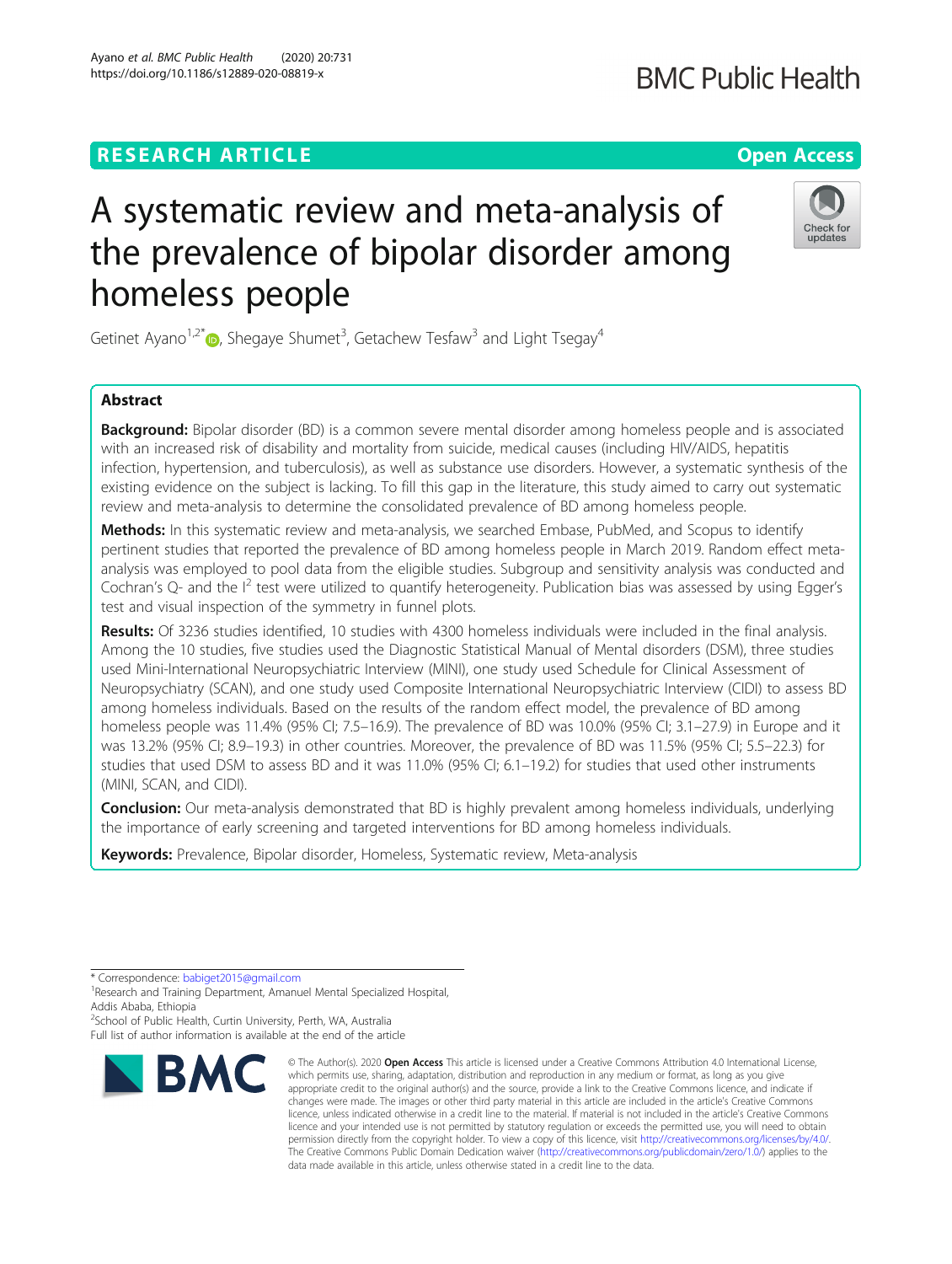RESEARCH ARTICLE

Open Access

# A systematic review and meta-analysis of the prevalence of bipolar disorder among homeless people

Getinet Ayano[1,2*], Shegaye Shumet[3], Getachew Tesfaw[3] and Light Tsegay[4]

## Abstract

**Background:** Bipolar disorder (BD) is a common severe mental disorder among homeless people and is associated with an increased risk of disability and mortality from suicide, medical causes (including HIV/AIDS, hepatitis infection, hypertension, and tuberculosis), as well as substance use disorders. However, a systematic synthesis of the existing evidence on the subject is lacking. To fill this gap in the literature, this study aimed to carry out systematic review and meta-analysis to determine the consolidated prevalence of BD among homeless people.

**Methods:** In this systematic review and meta-analysis, we searched Embase, PubMed, and Scopus to identify pertinent studies that reported the prevalence of BD among homeless people in March 2019. Random effect meta-analysis was employed to pool data from the eligible studies. Subgroup and sensitivity analysis was conducted and Cochran's Q- and the $I^2$ test were utilized to quantify heterogeneity. Publication bias was assessed by using Egger's test and visual inspection of the symmetry in funnel plots.

**Results:** Of 3236 studies identified, 10 studies with 4300 homeless individuals were included in the final analysis. Among the 10 studies, five studies used the Diagnostic Statistical Manual of Mental disorders (DSM), three studies used Mini-International Neuropsychiatric Interview (MINI), one study used Schedule for Clinical Assessment of Neuropsychiatry (SCAN), and one study used Composite International Neuropsychiatric Interview (CIDI) to assess BD among homeless individuals. Based on the results of the random effect model, the prevalence of BD among homeless people was 11.4% (95% CI; 7.5–16.9). The prevalence of BD was 10.0% (95% CI; 3.1–27.9) in Europe and it was 13.2% (95% CI; 8.9–19.3) in other countries. Moreover, the prevalence of BD was 11.5% (95% CI; 5.5–22.3) for studies that used DSM to assess BD and it was 11.0% (95% CI; 6.1–19.2) for studies that used other instruments (MINI, SCAN, and CIDI).

**Conclusion:** Our meta-analysis demonstrated that BD is highly prevalent among homeless individuals, underlying the importance of early screening and targeted interventions for BD among homeless individuals.

**Keywords:** Prevalence, Bipolar disorder, Homeless, Systematic review, Meta-analysis

---

* Correspondence: babiget2015@gmail.com
[1]Research and Training Department, Amanuel Mental Specialized Hospital, Addis Ababa, Ethiopia
[2]School of Public Health, Curtin University, Perth, WA, Australia
Full list of author information is available at the end of the article

© The Author(s). 2020 **Open Access** This article is licensed under a Creative Commons Attribution 4.0 International License, which permits use, sharing, adaptation, distribution and reproduction in any medium or format, as long as you give appropriate credit to the original author(s) and the source, provide a link to the Creative Commons licence, and indicate if changes were made. The images or other third party material in this article are included in the article's Creative Commons licence, unless indicated otherwise in a credit line to the material. If material is not included in the article's Creative Commons licence and your intended use is not permitted by statutory regulation or exceeds the permitted use, you will need to obtain permission directly from the copyright holder. To view a copy of this licence, visit http://creativecommons.org/licenses/by/4.0/. The Creative Commons Public Domain Dedication waiver (http://creativecommons.org/publicdomain/zero/1.0/) applies to the data made available in this article, unless otherwise stated in a credit line to the data.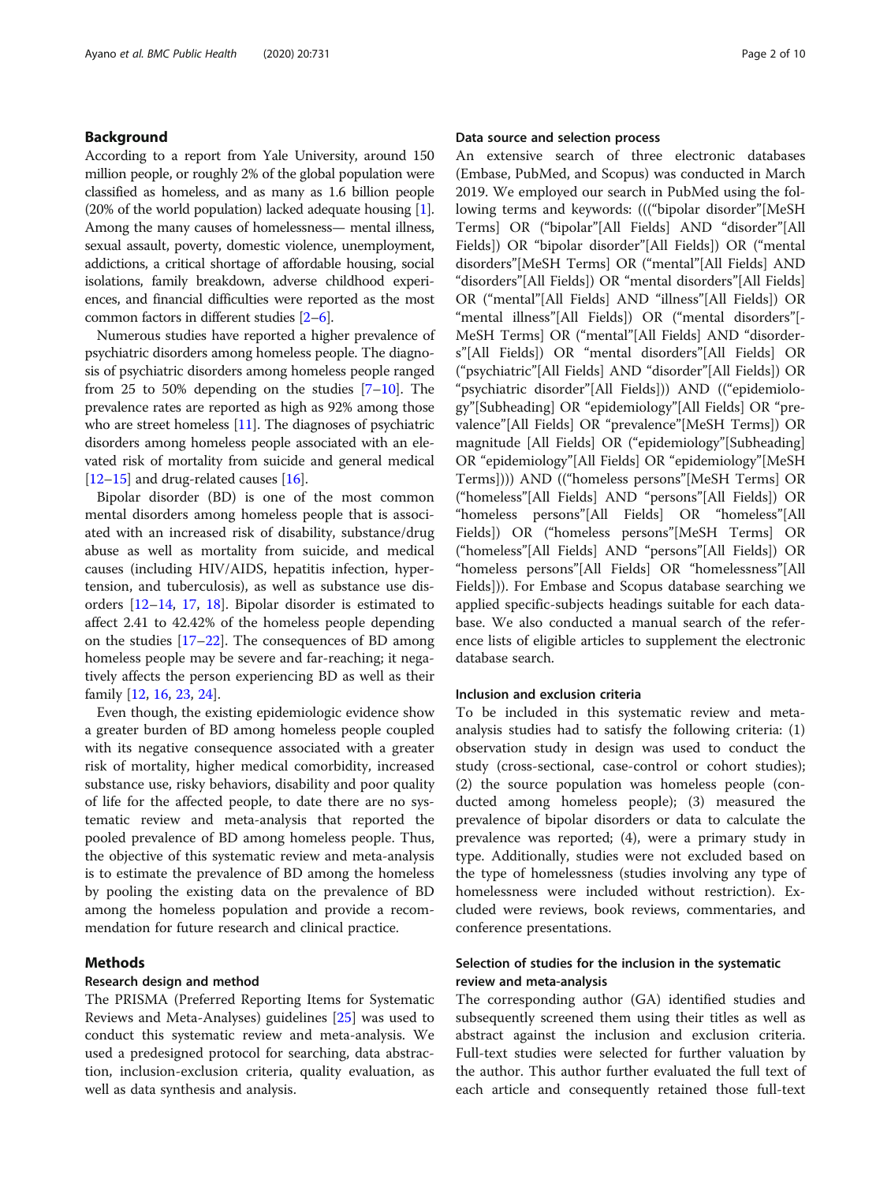## Background

According to a report from Yale University, around 150 million people, or roughly 2% of the global population were classified as homeless, and as many as 1.6 billion people (20% of the world population) lacked adequate housing [1]. Among the many causes of homelessness— mental illness, sexual assault, poverty, domestic violence, unemployment, addictions, a critical shortage of affordable housing, social isolations, family breakdown, adverse childhood experiences, and financial difficulties were reported as the most common factors in different studies [2–6].

Numerous studies have reported a higher prevalence of psychiatric disorders among homeless people. The diagnosis of psychiatric disorders among homeless people ranged from 25 to 50% depending on the studies [7–10]. The prevalence rates are reported as high as 92% among those who are street homeless [11]. The diagnoses of psychiatric disorders among homeless people associated with an elevated risk of mortality from suicide and general medical [12–15] and drug-related causes [16].

Bipolar disorder (BD) is one of the most common mental disorders among homeless people that is associated with an increased risk of disability, substance/drug abuse as well as mortality from suicide, and medical causes (including HIV/AIDS, hepatitis infection, hypertension, and tuberculosis), as well as substance use disorders [12–14, 17, 18]. Bipolar disorder is estimated to affect 2.41 to 42.42% of the homeless people depending on the studies [17–22]. The consequences of BD among homeless people may be severe and far-reaching; it negatively affects the person experiencing BD as well as their family [12, 16, 23, 24].

Even though, the existing epidemiologic evidence show a greater burden of BD among homeless people coupled with its negative consequence associated with a greater risk of mortality, higher medical comorbidity, increased substance use, risky behaviors, disability and poor quality of life for the affected people, to date there are no systematic review and meta-analysis that reported the pooled prevalence of BD among homeless people. Thus, the objective of this systematic review and meta-analysis is to estimate the prevalence of BD among the homeless by pooling the existing data on the prevalence of BD among the homeless population and provide a recommendation for future research and clinical practice.

## Methods

### Research design and method

The PRISMA (Preferred Reporting Items for Systematic Reviews and Meta-Analyses) guidelines [25] was used to conduct this systematic review and meta-analysis. We used a predesigned protocol for searching, data abstraction, inclusion-exclusion criteria, quality evaluation, as well as data synthesis and analysis.

### Data source and selection process

An extensive search of three electronic databases (Embase, PubMed, and Scopus) was conducted in March 2019. We employed our search in PubMed using the following terms and keywords: ((("bipolar disorder"[MeSH Terms] OR ("bipolar"[All Fields] AND "disorder"[All Fields]) OR "bipolar disorder"[All Fields]) OR ("mental disorders"[MeSH Terms] OR ("mental"[All Fields] AND "disorders"[All Fields]) OR "mental disorders"[All Fields] OR ("mental"[All Fields] AND "illness"[All Fields]) OR "mental illness"[All Fields]) OR ("mental disorders"[MeSH Terms] OR ("mental"[All Fields] AND "disorders"[All Fields]) OR "mental disorders"[All Fields] OR ("psychiatric"[All Fields] AND "disorder"[All Fields]) OR "psychiatric disorder"[All Fields])) AND (("epidemiology"[Subheading] OR "epidemiology"[All Fields] OR "prevalence"[All Fields] OR "prevalence"[MeSH Terms]) OR magnitude [All Fields] OR ("epidemiology"[Subheading] OR "epidemiology"[All Fields] OR "epidemiology"[MeSH Terms]))) AND (("homeless persons"[MeSH Terms] OR ("homeless"[All Fields] AND "persons"[All Fields]) OR "homeless persons"[All Fields] OR "homeless"[All Fields]) OR ("homeless persons"[MeSH Terms] OR ("homeless"[All Fields] AND "persons"[All Fields]) OR "homeless persons"[All Fields] OR "homelessness"[All Fields])). For Embase and Scopus database searching we applied specific-subjects headings suitable for each database. We also conducted a manual search of the reference lists of eligible articles to supplement the electronic database search.

### Inclusion and exclusion criteria

To be included in this systematic review and meta-analysis studies had to satisfy the following criteria: (1) observation study in design was used to conduct the study (cross-sectional, case-control or cohort studies); (2) the source population was homeless people (conducted among homeless people); (3) measured the prevalence of bipolar disorders or data to calculate the prevalence was reported; (4), were a primary study in type. Additionally, studies were not excluded based on the type of homelessness (studies involving any type of homelessness were included without restriction). Excluded were reviews, book reviews, commentaries, and conference presentations.

### Selection of studies for the inclusion in the systematic review and meta-analysis

The corresponding author (GA) identified studies and subsequently screened them using their titles as well as abstract against the inclusion and exclusion criteria. Full-text studies were selected for further valuation by the author. This author further evaluated the full text of each article and consequently retained those full-text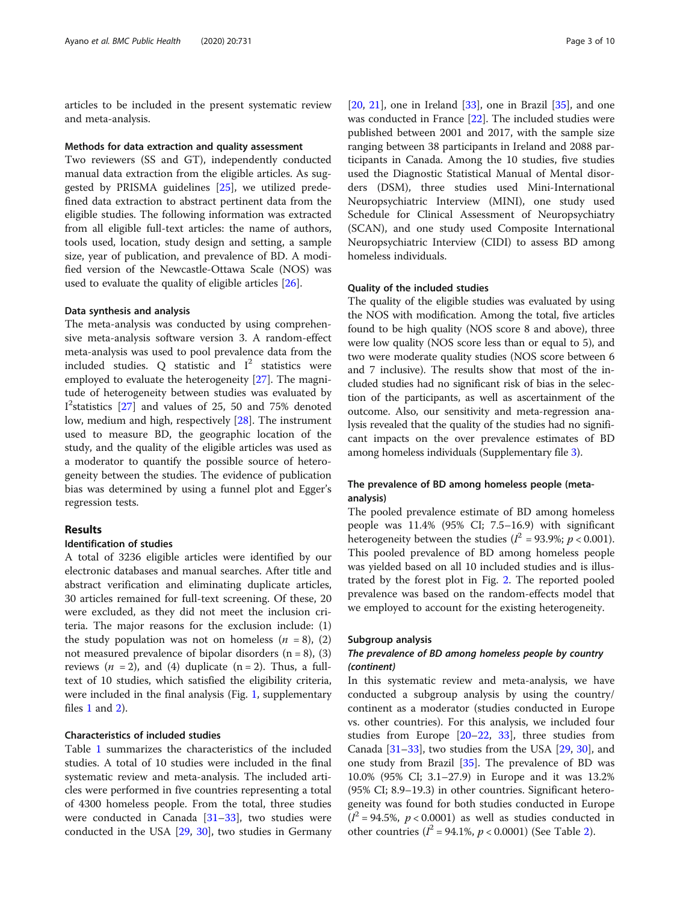articles to be included in the present systematic review and meta-analysis.

### Methods for data extraction and quality assessment

Two reviewers (SS and GT), independently conducted manual data extraction from the eligible articles. As suggested by PRISMA guidelines [25], we utilized predefined data extraction to abstract pertinent data from the eligible studies. The following information was extracted from all eligible full-text articles: the name of authors, tools used, location, study design and setting, a sample size, year of publication, and prevalence of BD. A modified version of the Newcastle-Ottawa Scale (NOS) was used to evaluate the quality of eligible articles [26].

### Data synthesis and analysis

The meta-analysis was conducted by using comprehensive meta-analysis software version 3. A random-effect meta-analysis was used to pool prevalence data from the included studies. Q statistic and $I^2$ statistics were employed to evaluate the heterogeneity [27]. The magnitude of heterogeneity between studies was evaluated by $I^2$statistics [27] and values of 25, 50 and 75% denoted low, medium and high, respectively [28]. The instrument used to measure BD, the geographic location of the study, and the quality of the eligible articles was used as a moderator to quantify the possible source of heterogeneity between the studies. The evidence of publication bias was determined by using a funnel plot and Egger's regression tests.

## Results

### Identification of studies

A total of 3236 eligible articles were identified by our electronic databases and manual searches. After title and abstract verification and eliminating duplicate articles, 30 articles remained for full-text screening. Of these, 20 were excluded, as they did not meet the inclusion criteria. The major reasons for the exclusion include: (1) the study population was not on homeless ($n$ = 8), (2) not measured prevalence of bipolar disorders (n = 8), (3) reviews ($n$ = 2), and (4) duplicate (n = 2). Thus, a full-text of 10 studies, which satisfied the eligibility criteria, were included in the final analysis (Fig. 1, supplementary files 1 and 2).

### Characteristics of included studies

Table 1 summarizes the characteristics of the included studies. A total of 10 studies were included in the final systematic review and meta-analysis. The included articles were performed in five countries representing a total of 4300 homeless people. From the total, three studies were conducted in Canada [31–33], two studies were conducted in the USA [29, 30], two studies in Germany [20, 21], one in Ireland [33], one in Brazil [35], and one was conducted in France [22]. The included studies were published between 2001 and 2017, with the sample size ranging between 38 participants in Ireland and 2088 participants in Canada. Among the 10 studies, five studies used the Diagnostic Statistical Manual of Mental disorders (DSM), three studies used Mini-International Neuropsychiatric Interview (MINI), one study used Schedule for Clinical Assessment of Neuropsychiatry (SCAN), and one study used Composite International Neuropsychiatric Interview (CIDI) to assess BD among homeless individuals.

### Quality of the included studies

The quality of the eligible studies was evaluated by using the NOS with modification. Among the total, five articles found to be high quality (NOS score 8 and above), three were low quality (NOS score less than or equal to 5), and two were moderate quality studies (NOS score between 6 and 7 inclusive). The results show that most of the included studies had no significant risk of bias in the selection of the participants, as well as ascertainment of the outcome. Also, our sensitivity and meta-regression analysis revealed that the quality of the studies had no significant impacts on the over prevalence estimates of BD among homeless individuals (Supplementary file 3).

### The prevalence of BD among homeless people (meta-analysis)

The pooled prevalence estimate of BD among homeless people was 11.4% (95% CI; 7.5–16.9) with significant heterogeneity between the studies ($I^2$ = 93.9%; $p < 0.001$). This pooled prevalence of BD among homeless people was yielded based on all 10 included studies and is illustrated by the forest plot in Fig. 2. The reported pooled prevalence was based on the random-effects model that we employed to account for the existing heterogeneity.

### Subgroup analysis

#### *The prevalence of BD among homeless people by country (continent)*

In this systematic review and meta-analysis, we have conducted a subgroup analysis by using the country/continent as a moderator (studies conducted in Europe vs. other countries). For this analysis, we included four studies from Europe [20–22, 33], three studies from Canada [31–33], two studies from the USA [29, 30], and one study from Brazil [35]. The prevalence of BD was 10.0% (95% CI; 3.1–27.9) in Europe and it was 13.2% (95% CI; 8.9–19.3) in other countries. Significant heterogeneity was found for both studies conducted in Europe ($I^2$ = 94.5%, $p < 0.0001$) as well as studies conducted in other countries ($I^2$ = 94.1%, $p < 0.0001$) (See Table 2).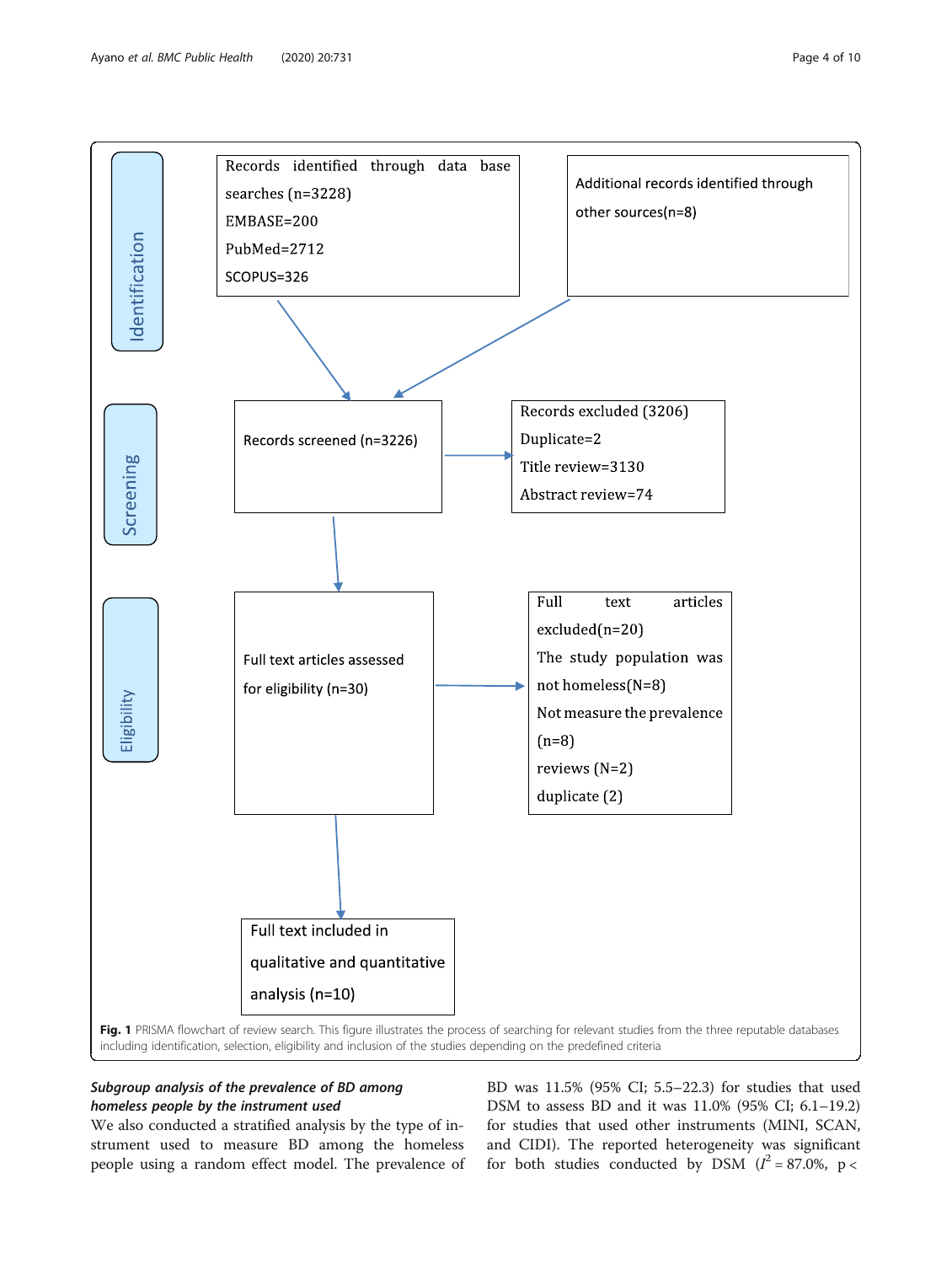**Identification**

Records identified through data base searches (n=3228)
EMBASE=200
PubMed=2712
SCOPUS=326

Additional records identified through other sources(n=8)

**Screening**

Records screened (n=3226)

Records excluded (3206)
Duplicate=2
Title review=3130
Abstract review=74

**Eligibility**

Full text articles assessed for eligibility (n=30)

Full text articles excluded(n=20)
The study population was not homeless(N=8)
Not measure the prevalence (n=8)
reviews (N=2)
duplicate (2)

Full text included in qualitative and quantitative analysis (n=10)

**Fig. 1** PRISMA flowchart of review search. This figure illustrates the process of searching for relevant studies from the three reputable databases including identification, selection, eligibility and inclusion of the studies depending on the predefined criteria

### *Subgroup analysis of the prevalence of BD among homeless people by the instrument used*

We also conducted a stratified analysis by the type of instrument used to measure BD among the homeless people using a random effect model. The prevalence of BD was 11.5% (95% CI; 5.5–22.3) for studies that used DSM to assess BD and it was 11.0% (95% CI; 6.1–19.2) for studies that used other instruments (MINI, SCAN, and CIDI). The reported heterogeneity was significant for both studies conducted by DSM ($I^2$ = 87.0%, p <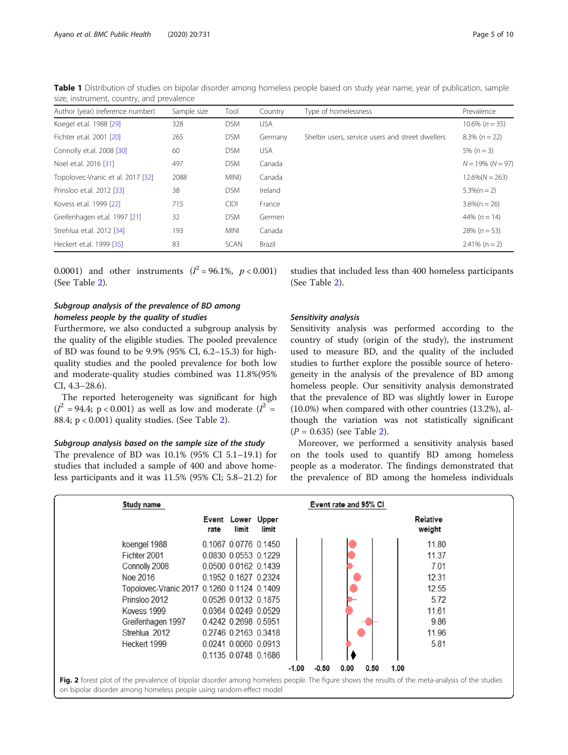**Table 1** Distribution of studies on bipolar disorder among homeless people based on study year name, year of publication, sample size, instrument, country, and prevalence

| Author (year) (reference number) | Sample size | Tool | Country | Type of homelessness | Prevalence |
|---|---|---|---|---|---|
| Koegel et.al. 1988 [29] | 328 | DSM | USA | | 10.6% (*n* = 35) |
| Fichter et.al. 2001 [20] | 265 | DSM | Germany | Shelter users, service users and street dwellers | 8.3% (*n* = 22) |
| Connolly et.al. 2008 [30] | 60 | DSM | USA | | 5% (n = 3) |
| Noel et.al. 2016 [31] | 497 | DSM | Canada | | *N* = 19% (*N* = 97) |
| Topolovec-Vranic et al. 2017 [32] | 2088 | MINI) | Canada | | 12.6%(*N* = 263) |
| Prinsloo et.al. 2012 [33] | 38 | DSM | Ireland | | 5.3%(n = 2) |
| Kovess et.al. 1999 [22] | 715 | CIDI | France | | 3.6%(n = 26) |
| Greifenhagen et.al. 1997 [21] | 32 | DSM | Germen | | 44% (*n* = 14) |
| Strehlua et.al. 2012 [34] | 193 | MINI | Canada | | 28% (*n* = 53) |
| Heckert et.al. 1999 [35] | 83 | SCAN | Brazil | | 2.41% (n = 2) |

0.0001) and other instruments ($I^2 = 96.1\%$, $p < 0.001$) (See Table 2).

### *Subgroup analysis of the prevalence of BD among homeless people by the quality of studies*

Furthermore, we also conducted a subgroup analysis by the quality of the eligible studies. The pooled prevalence of BD was found to be 9.9% (95% CI, 6.2–15.3) for high-quality studies and the pooled prevalence for both low and moderate-quality studies combined was 11.8%(95% CI, 4.3–28.6).

The reported heterogeneity was significant for high ($I^2 = 94.4$; $p < 0.001$) as well as low and moderate ($I^2 = 88.4$; $p < 0.001$) quality studies. (See Table 2).

### *Subgroup analysis based on the sample size of the study*

The prevalence of BD was 10.1% (95% CI 5.1–19.1) for studies that included a sample of 400 and above homeless participants and it was 11.5% (95% CI; 5.8–21.2) for studies that included less than 400 homeless participants (See Table 2).

### *Sensitivity analysis*

Sensitivity analysis was performed according to the country of study (origin of the study), the instrument used to measure BD, and the quality of the included studies to further explore the possible source of heterogeneity in the analysis of the prevalence of BD among homeless people. Our sensitivity analysis demonstrated that the prevalence of BD was slightly lower in Europe (10.0%) when compared with other countries (13.2%), although the variation was not statistically significant ($P = 0.635$) (see Table 2).

Moreover, we performed a sensitivity analysis based on the tools used to quantify BD among homeless people as a moderator. The findings demonstrated that the prevalence of BD among the homeless individuals

| Study name | Event rate | Lower limit | Upper limit | Relative weight |
|---|---|---|---|---|
| koengel 1988 | 0.1067 | 0.0776 | 0.1450 | 11.80 |
| Fichter 2001 | 0.0830 | 0.0553 | 0.1229 | 11.37 |
| Connolly 2008 | 0.0500 | 0.0162 | 0.1439 | 7.01 |
| Noe 2016 | 0.1952 | 0.1627 | 0.2324 | 12.31 |
| Topolovec-Vranic 2017 | 0.1260 | 0.1124 | 0.1409 | 12.55 |
| Prinsloo 2012 | 0.0526 | 0.0132 | 0.1875 | 5.72 |
| Kovess 1999 | 0.0364 | 0.0249 | 0.0529 | 11.61 |
| Greifenhagen 1997 | 0.4242 | 0.2698 | 0.5951 | 9.86 |
| Strehlua 2012 | 0.2746 | 0.2163 | 0.3418 | 11.96 |
| Heckert 1999 | 0.0241 | 0.0060 | 0.0913 | 5.81 |
| | 0.1135 | 0.0748 | 0.1686 | |

**Fig. 2** forest plot of the prevalence of bipolar disorder among homeless people. The figure shows the results of the meta-analysis of the studies on bipolar disorder among homeless people using random-effect model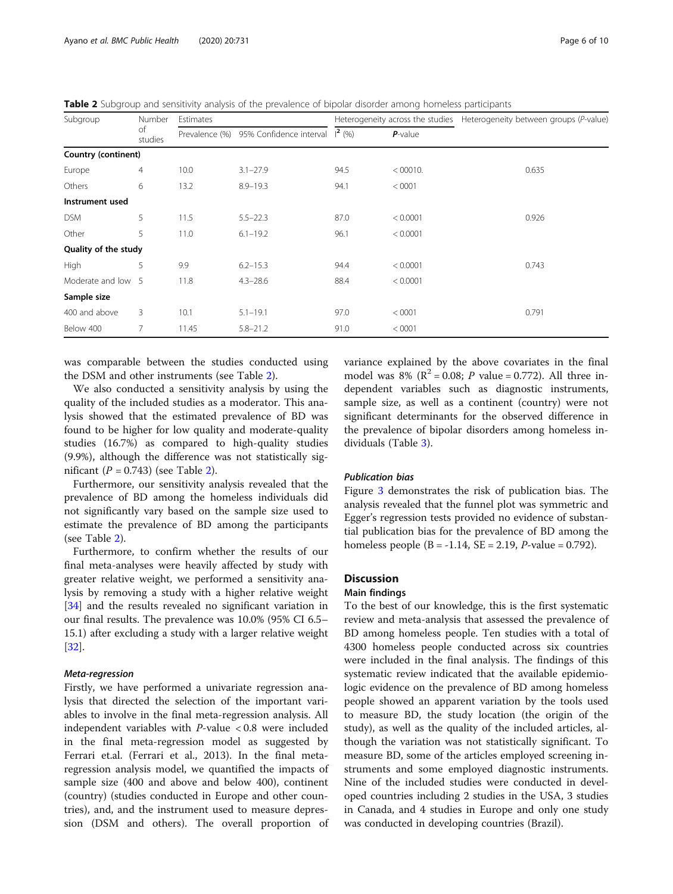**Table 2** Subgroup and sensitivity analysis of the prevalence of bipolar disorder among homeless participants

| Subgroup | Number of studies | Estimates | | Heterogeneity across the studies | | Heterogeneity between groups (P-value) |
|---|---|---|---|---|---|---|
| | | Prevalence (%) | 95% Confidence interval | $I^2$ (%) | **P**-value | |
| **Country (continent)** | | | | | | |
| Europe | 4 | 10.0 | 3.1–27.9 | 94.5 | < 00010. | 0.635 |
| Others | 6 | 13.2 | 8.9–19.3 | 94.1 | < 0001 | |
| **Instrument used** | | | | | | |
| DSM | 5 | 11.5 | 5.5–22.3 | 87.0 | < 0.0001 | 0.926 |
| Other | 5 | 11.0 | 6.1–19.2 | 96.1 | < 0.0001 | |
| **Quality of the study** | | | | | | |
| High | 5 | 9.9 | 6.2–15.3 | 94.4 | < 0.0001 | 0.743 |
| Moderate and low | 5 | 11.8 | 4.3–28.6 | 88.4 | < 0.0001 | |
| **Sample size** | | | | | | |
| 400 and above | 3 | 10.1 | 5.1–19.1 | 97.0 | < 0001 | 0.791 |
| Below 400 | 7 | 11.45 | 5.8–21.2 | 91.0 | < 0001 | |

was comparable between the studies conducted using the DSM and other instruments (see Table 2).

We also conducted a sensitivity analysis by using the quality of the included studies as a moderator. This analysis showed that the estimated prevalence of BD was found to be higher for low quality and moderate-quality studies (16.7%) as compared to high-quality studies (9.9%), although the difference was not statistically significant ($P = 0.743$) (see Table 2).

Furthermore, our sensitivity analysis revealed that the prevalence of BD among the homeless individuals did not significantly vary based on the sample size used to estimate the prevalence of BD among the participants (see Table 2).

Furthermore, to confirm whether the results of our final meta-analyses were heavily affected by study with greater relative weight, we performed a sensitivity analysis by removing a study with a higher relative weight [34] and the results revealed no significant variation in our final results. The prevalence was 10.0% (95% CI 6.5–15.1) after excluding a study with a larger relative weight [32].

#### *Meta-regression*

Firstly, we have performed a univariate regression analysis that directed the selection of the important variables to involve in the final meta-regression analysis. All independent variables with $P$-value < 0.8 were included in the final meta-regression model as suggested by Ferrari et.al. (Ferrari et al., 2013). In the final meta-regression analysis model, we quantified the impacts of sample size (400 and above and below 400), continent (country) (studies conducted in Europe and other countries), and, and the instrument used to measure depression (DSM and others). The overall proportion of variance explained by the above covariates in the final model was 8% ($R^2 = 0.08$; $P$ value = 0.772). All three independent variables such as diagnostic instruments, sample size, as well as a continent (country) were not significant determinants for the observed difference in the prevalence of bipolar disorders among homeless individuals (Table 3).

#### *Publication bias*

Figure 3 demonstrates the risk of publication bias. The analysis revealed that the funnel plot was symmetric and Egger's regression tests provided no evidence of substantial publication bias for the prevalence of BD among the homeless people (B = -1.14, SE = 2.19, $P$-value = 0.792).

## Discussion

### Main findings

To the best of our knowledge, this is the first systematic review and meta-analysis that assessed the prevalence of BD among homeless people. Ten studies with a total of 4300 homeless people conducted across six countries were included in the final analysis. The findings of this systematic review indicated that the available epidemiologic evidence on the prevalence of BD among homeless people showed an apparent variation by the tools used to measure BD, the study location (the origin of the study), as well as the quality of the included articles, although the variation was not statistically significant. To measure BD, some of the articles employed screening instruments and some employed diagnostic instruments. Nine of the included studies were conducted in developed countries including 2 studies in the USA, 3 studies in Canada, and 4 studies in Europe and only one study was conducted in developing countries (Brazil).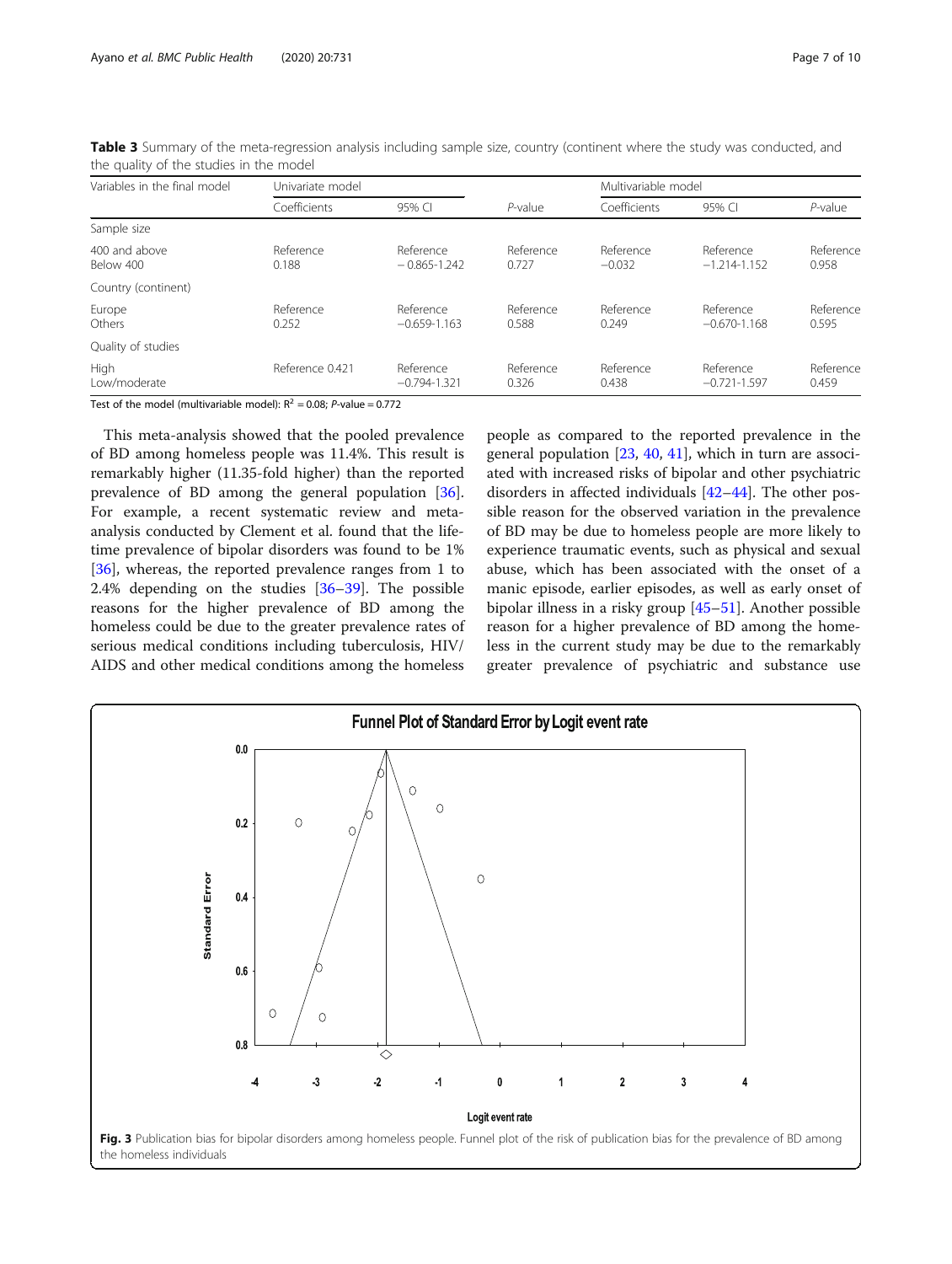**Table 3** Summary of the meta-regression analysis including sample size, country (continent where the study was conducted, and the quality of the studies in the model

| Variables in the final model | Univariate model | | | Multivariable model | | |
|---|---|---|---|---|---|---|
| | Coefficients | 95% CI | *P*-value | Coefficients | 95% CI | *P*-value |
| Sample size | | | | | | |
| 400 and above | Reference | Reference | Reference | Reference | Reference | Reference |
| Below 400 | 0.188 | − 0.865-1.242 | 0.727 | −0.032 | −1.214-1.152 | 0.958 |
| Country (continent) | | | | | | |
| Europe | Reference | Reference | Reference | Reference | Reference | Reference |
| Others | 0.252 | −0.659-1.163 | 0.588 | 0.249 | −0.670-1.168 | 0.595 |
| Quality of studies | | | | | | |
| High | Reference | Reference | Reference | Reference | Reference | Reference |
| Low/moderate | 0.421 | −0.794-1.321 | 0.326 | 0.438 | −0.721-1.597 | 0.459 |

Test of the model (multivariable model): $R^2 = 0.08$; *P*-value = 0.772

This meta-analysis showed that the pooled prevalence of BD among homeless people was 11.4%. This result is remarkably higher (11.35-fold higher) than the reported prevalence of BD among the general population [36]. For example, a recent systematic review and meta-analysis conducted by Clement et al. found that the lifetime prevalence of bipolar disorders was found to be 1% [36], whereas, the reported prevalence ranges from 1 to 2.4% depending on the studies [36–39]. The possible reasons for the higher prevalence of BD among the homeless could be due to the greater prevalence rates of serious medical conditions including tuberculosis, HIV/AIDS and other medical conditions among the homeless people as compared to the reported prevalence in the general population [23, 40, 41], which in turn are associated with increased risks of bipolar and other psychiatric disorders in affected individuals [42–44]. The other possible reason for the observed variation in the prevalence of BD may be due to homeless people are more likely to experience traumatic events, such as physical and sexual abuse, which has been associated with the onset of a manic episode, earlier episodes, as well as early onset of bipolar illness in a risky group [45–51]. Another possible reason for a higher prevalence of BD among the homeless in the current study may be due to the remarkably greater prevalence of psychiatric and substance use

**Fig. 3** Publication bias for bipolar disorders among homeless people. Funnel plot of the risk of publication bias for the prevalence of BD among the homeless individuals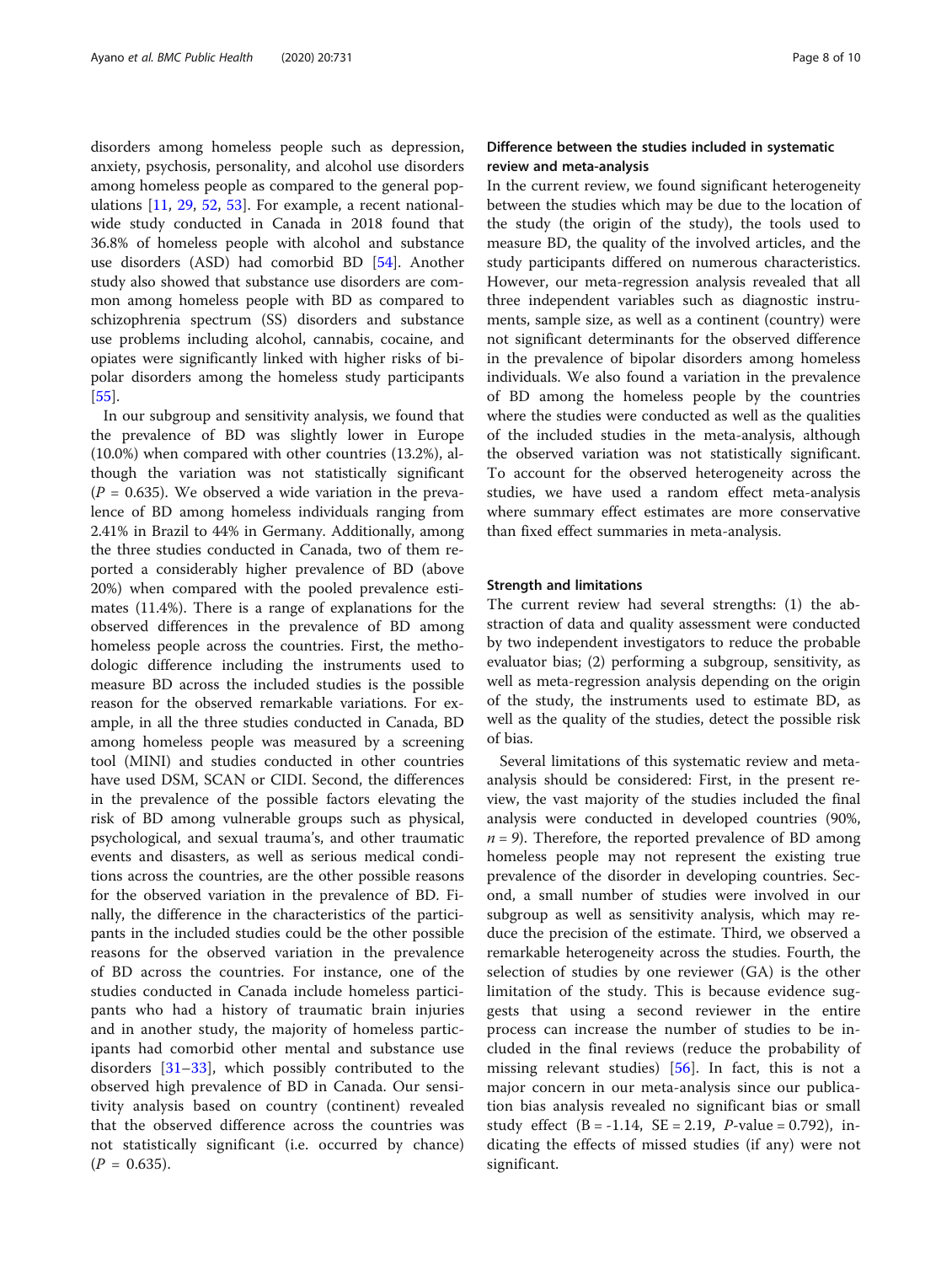disorders among homeless people such as depression, anxiety, psychosis, personality, and alcohol use disorders among homeless people as compared to the general populations [11, 29, 52, 53]. For example, a recent national-wide study conducted in Canada in 2018 found that 36.8% of homeless people with alcohol and substance use disorders (ASD) had comorbid BD [54]. Another study also showed that substance use disorders are common among homeless people with BD as compared to schizophrenia spectrum (SS) disorders and substance use problems including alcohol, cannabis, cocaine, and opiates were significantly linked with higher risks of bipolar disorders among the homeless study participants [55].

In our subgroup and sensitivity analysis, we found that the prevalence of BD was slightly lower in Europe (10.0%) when compared with other countries (13.2%), although the variation was not statistically significant ($P = 0.635$). We observed a wide variation in the prevalence of BD among homeless individuals ranging from 2.41% in Brazil to 44% in Germany. Additionally, among the three studies conducted in Canada, two of them reported a considerably higher prevalence of BD (above 20%) when compared with the pooled prevalence estimates (11.4%). There is a range of explanations for the observed differences in the prevalence of BD among homeless people across the countries. First, the methodologic difference including the instruments used to measure BD across the included studies is the possible reason for the observed remarkable variations. For example, in all the three studies conducted in Canada, BD among homeless people was measured by a screening tool (MINI) and studies conducted in other countries have used DSM, SCAN or CIDI. Second, the differences in the prevalence of the possible factors elevating the risk of BD among vulnerable groups such as physical, psychological, and sexual trauma's, and other traumatic events and disasters, as well as serious medical conditions across the countries, are the other possible reasons for the observed variation in the prevalence of BD. Finally, the difference in the characteristics of the participants in the included studies could be the other possible reasons for the observed variation in the prevalence of BD across the countries. For instance, one of the studies conducted in Canada include homeless participants who had a history of traumatic brain injuries and in another study, the majority of homeless participants had comorbid other mental and substance use disorders [31–33], which possibly contributed to the observed high prevalence of BD in Canada. Our sensitivity analysis based on country (continent) revealed that the observed difference across the countries was not statistically significant (i.e. occurred by chance) ($P = 0.635$).

## Difference between the studies included in systematic review and meta-analysis

In the current review, we found significant heterogeneity between the studies which may be due to the location of the study (the origin of the study), the tools used to measure BD, the quality of the involved articles, and the study participants differed on numerous characteristics. However, our meta-regression analysis revealed that all three independent variables such as diagnostic instruments, sample size, as well as a continent (country) were not significant determinants for the observed difference in the prevalence of bipolar disorders among homeless individuals. We also found a variation in the prevalence of BD among the homeless people by the countries where the studies were conducted as well as the qualities of the included studies in the meta-analysis, although the observed variation was not statistically significant. To account for the observed heterogeneity across the studies, we have used a random effect meta-analysis where summary effect estimates are more conservative than fixed effect summaries in meta-analysis.

## Strength and limitations

The current review had several strengths: (1) the abstraction of data and quality assessment were conducted by two independent investigators to reduce the probable evaluator bias; (2) performing a subgroup, sensitivity, as well as meta-regression analysis depending on the origin of the study, the instruments used to estimate BD, as well as the quality of the studies, detect the possible risk of bias.

Several limitations of this systematic review and meta-analysis should be considered: First, in the present review, the vast majority of the studies included the final analysis were conducted in developed countries (90%, $n = 9$). Therefore, the reported prevalence of BD among homeless people may not represent the existing true prevalence of the disorder in developing countries. Second, a small number of studies were involved in our subgroup as well as sensitivity analysis, which may reduce the precision of the estimate. Third, we observed a remarkable heterogeneity across the studies. Fourth, the selection of studies by one reviewer (GA) is the other limitation of the study. This is because evidence suggests that using a second reviewer in the entire process can increase the number of studies to be included in the final reviews (reduce the probability of missing relevant studies) [56]. In fact, this is not a major concern in our meta-analysis since our publication bias analysis revealed no significant bias or small study effect ($B = -1.14$, $SE = 2.19$, $P$-value = 0.792), indicating the effects of missed studies (if any) were not significant.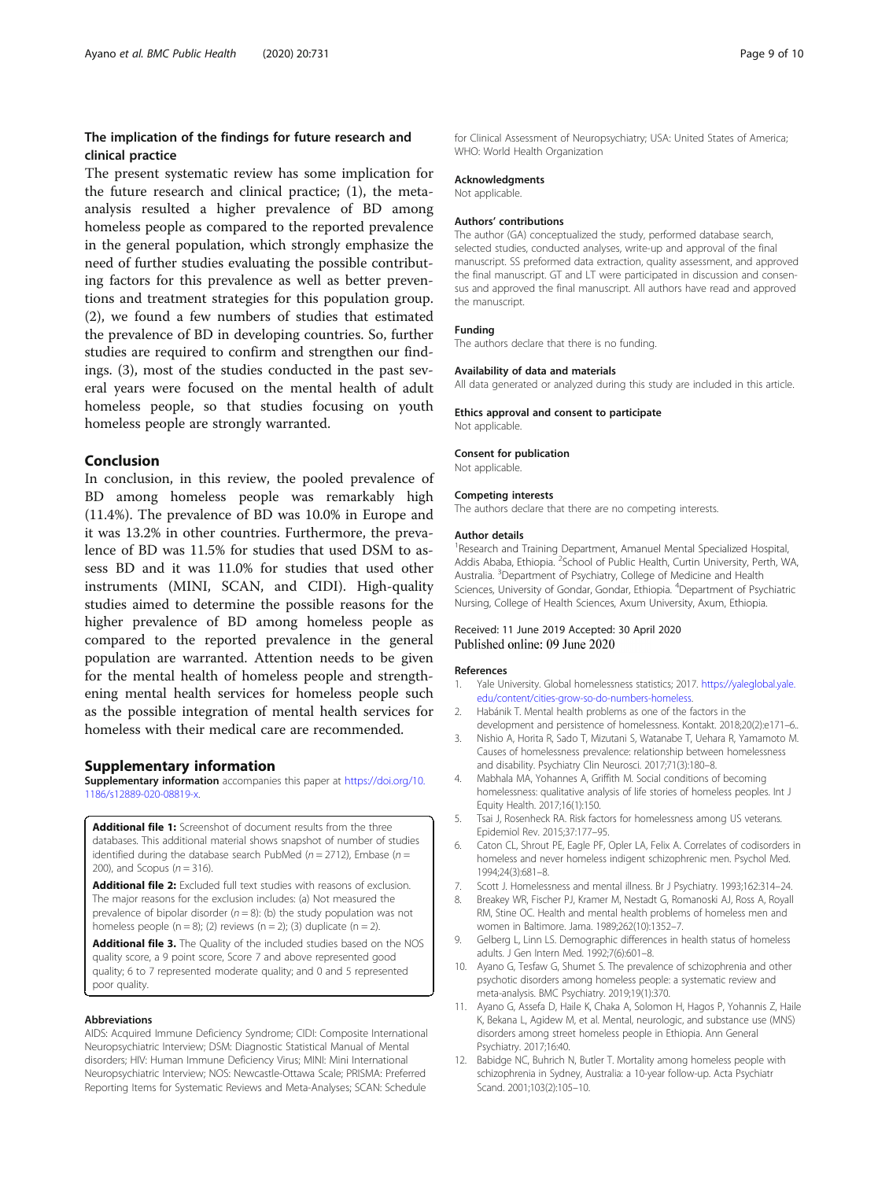## The implication of the findings for future research and clinical practice

The present systematic review has some implication for the future research and clinical practice; (1), the meta-analysis resulted a higher prevalence of BD among homeless people as compared to the reported prevalence in the general population, which strongly emphasize the need of further studies evaluating the possible contributing factors for this prevalence as well as better preventions and treatment strategies for this population group. (2), we found a few numbers of studies that estimated the prevalence of BD in developing countries. So, further studies are required to confirm and strengthen our findings. (3), most of the studies conducted in the past several years were focused on the mental health of adult homeless people, so that studies focusing on youth homeless people are strongly warranted.

## Conclusion

In conclusion, in this review, the pooled prevalence of BD among homeless people was remarkably high (11.4%). The prevalence of BD was 10.0% in Europe and it was 13.2% in other countries. Furthermore, the prevalence of BD was 11.5% for studies that used DSM to assess BD and it was 11.0% for studies that used other instruments (MINI, SCAN, and CIDI). High-quality studies aimed to determine the possible reasons for the higher prevalence of BD among homeless people as compared to the reported prevalence in the general population are warranted. Attention needs to be given for the mental health of homeless people and strengthening mental health services for homeless people such as the possible integration of mental health services for homeless with their medical care are recommended.

## Supplementary information

**Supplementary information** accompanies this paper at https://doi.org/10.1186/s12889-020-08819-x.

**Additional file 1:** Screenshot of document results from the three databases. This additional material shows snapshot of number of studies identified during the database search PubMed (n = 2712), Embase (n = 200), and Scopus (n = 316).

**Additional file 2:** Excluded full text studies with reasons of exclusion. The major reasons for the exclusion includes: (a) Not measured the prevalence of bipolar disorder (n = 8): (b) the study population was not homeless people (n = 8); (2) reviews (n = 2); (3) duplicate (n = 2).

**Additional file 3.** The Quality of the included studies based on the NOS quality score, a 9 point score, Score 7 and above represented good quality; 6 to 7 represented moderate quality; and 0 and 5 represented poor quality.

#### Abbreviations

AIDS: Acquired Immune Deficiency Syndrome; CIDI: Composite International Neuropsychiatric Interview; DSM: Diagnostic Statistical Manual of Mental disorders; HIV: Human Immune Deficiency Virus; MINI: Mini International Neuropsychiatric Interview; NOS: Newcastle-Ottawa Scale; PRISMA: Preferred Reporting Items for Systematic Reviews and Meta-Analyses; SCAN: Schedule for Clinical Assessment of Neuropsychiatry; USA: United States of America; WHO: World Health Organization

#### Acknowledgments

Not applicable.

#### Authors' contributions

The author (GA) conceptualized the study, performed database search, selected studies, conducted analyses, write-up and approval of the final manuscript. SS preformed data extraction, quality assessment, and approved the final manuscript. GT and LT were participated in discussion and consensus and approved the final manuscript. All authors have read and approved the manuscript.

#### Funding

The authors declare that there is no funding.

#### Availability of data and materials

All data generated or analyzed during this study are included in this article.

#### Ethics approval and consent to participate

Not applicable.

#### Consent for publication

Not applicable.

#### Competing interests

The authors declare that there are no competing interests.

#### Author details

[1]Research and Training Department, Amanuel Mental Specialized Hospital, Addis Ababa, Ethiopia. [2]School of Public Health, Curtin University, Perth, WA, Australia. [3]Department of Psychiatry, College of Medicine and Health Sciences, University of Gondar, Gondar, Ethiopia. [4]Department of Psychiatric Nursing, College of Health Sciences, Axum University, Axum, Ethiopia.

Received: 11 June 2019 Accepted: 30 April 2020
Published online: 09 June 2020

#### References

1. Yale University. Global homelessness statistics; 2017. https://yaleglobal.yale.edu/content/cities-grow-so-do-numbers-homeless.
2. Habánik T. Mental health problems as one of the factors in the development and persistence of homelessness. Kontakt. 2018;20(2):e171–6..
3. Nishio A, Horita R, Sado T, Mizutani S, Watanabe T, Uehara R, Yamamoto M. Causes of homelessness prevalence: relationship between homelessness and disability. Psychiatry Clin Neurosci. 2017;71(3):180–8.
4. Mabhala MA, Yohannes A, Griffith M. Social conditions of becoming homelessness: qualitative analysis of life stories of homeless peoples. Int J Equity Health. 2017;16(1):150.
5. Tsai J, Rosenheck RA. Risk factors for homelessness among US veterans. Epidemiol Rev. 2015;37:177–95.
6. Caton CL, Shrout PE, Eagle PF, Opler LA, Felix A. Correlates of codisorders in homeless and never homeless indigent schizophrenic men. Psychol Med. 1994;24(3):681–8.
7. Scott J. Homelessness and mental illness. Br J Psychiatry. 1993;162:314–24.
8. Breakey WR, Fischer PJ, Kramer M, Nestadt G, Romanoski AJ, Ross A, Royall RM, Stine OC. Health and mental health problems of homeless men and women in Baltimore. Jama. 1989;262(10):1352–7.
9. Gelberg L, Linn LS. Demographic differences in health status of homeless adults. J Gen Intern Med. 1992;7(6):601–8.
10. Ayano G, Tesfaw G, Shumet S. The prevalence of schizophrenia and other psychotic disorders among homeless people: a systematic review and meta-analysis. BMC Psychiatry. 2019;19(1):370.
11. Ayano G, Assefa D, Haile K, Chaka A, Solomon H, Hagos P, Yohannis Z, Haile K, Bekana L, Agidew M, et al. Mental, neurologic, and substance use (MNS) disorders among street homeless people in Ethiopia. Ann General Psychiatry. 2017;16:40.
12. Babidge NC, Buhrich N, Butler T. Mortality among homeless people with schizophrenia in Sydney, Australia: a 10-year follow-up. Acta Psychiatr Scand. 2001;103(2):105–10.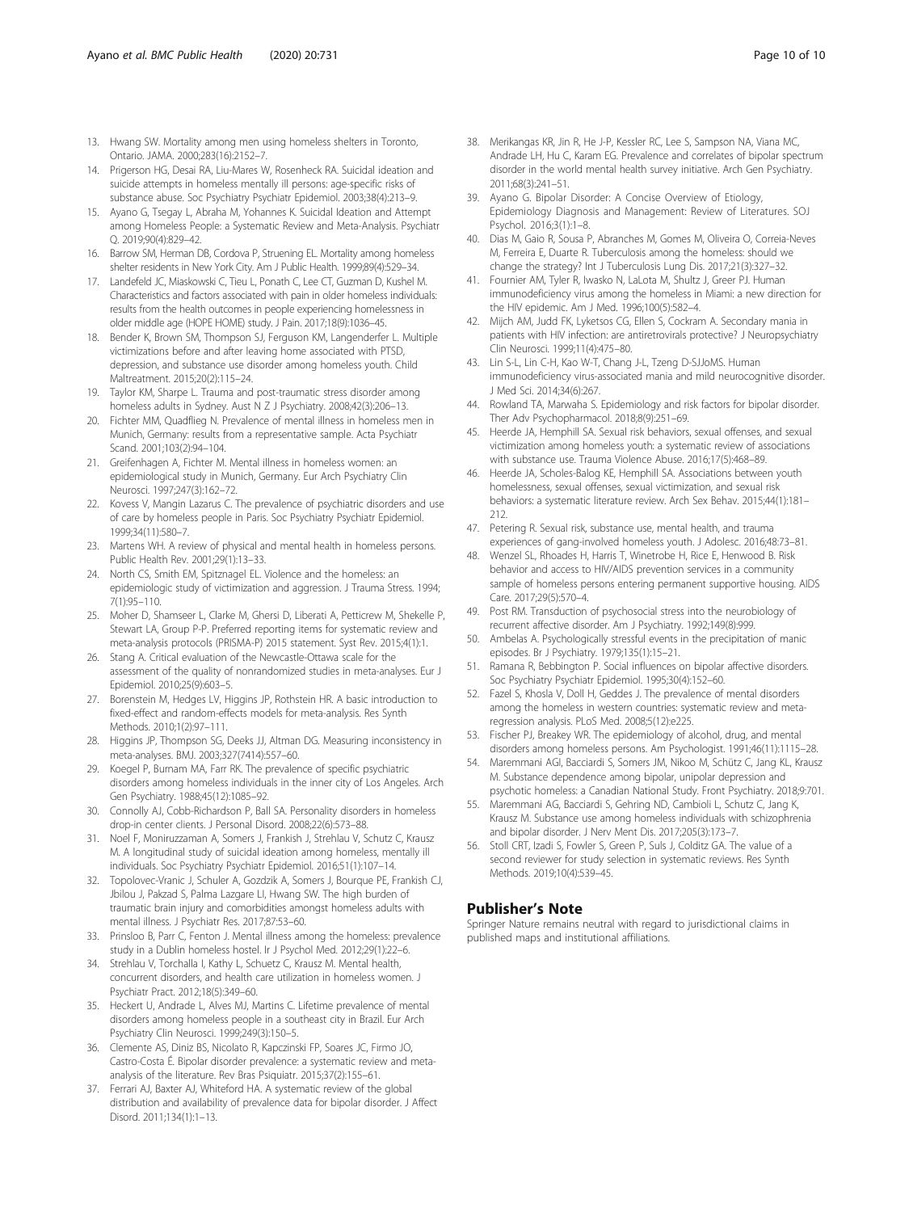13. Hwang SW. Mortality among men using homeless shelters in Toronto, Ontario. JAMA. 2000;283(16):2152–7.
14. Prigerson HG, Desai RA, Liu-Mares W, Rosenheck RA. Suicidal ideation and suicide attempts in homeless mentally ill persons: age-specific risks of substance abuse. Soc Psychiatry Psychiatr Epidemiol. 2003;38(4):213–9.
15. Ayano G, Tsegay L, Abraha M, Yohannes K. Suicidal Ideation and Attempt among Homeless People: a Systematic Review and Meta-Analysis. Psychiatr Q. 2019;90(4):829–42.
16. Barrow SM, Herman DB, Cordova P, Struening EL. Mortality among homeless shelter residents in New York City. Am J Public Health. 1999;89(4):529–34.
17. Landefeld JC, Miaskowski C, Tieu L, Ponath C, Lee CT, Guzman D, Kushel M. Characteristics and factors associated with pain in older homeless individuals: results from the health outcomes in people experiencing homelessness in older middle age (HOPE HOME) study. J Pain. 2017;18(9):1036–45.
18. Bender K, Brown SM, Thompson SJ, Ferguson KM, Langenderfer L. Multiple victimizations before and after leaving home associated with PTSD, depression, and substance use disorder among homeless youth. Child Maltreatment. 2015;20(2):115–24.
19. Taylor KM, Sharpe L. Trauma and post-traumatic stress disorder among homeless adults in Sydney. Aust N Z J Psychiatry. 2008;42(3):206–13.
20. Fichter MM, Quadflieg N. Prevalence of mental illness in homeless men in Munich, Germany: results from a representative sample. Acta Psychiatr Scand. 2001;103(2):94–104.
21. Greifenhagen A, Fichter M. Mental illness in homeless women: an epidemiological study in Munich, Germany. Eur Arch Psychiatry Clin Neurosci. 1997;247(3):162–72.
22. Kovess V, Mangin Lazarus C. The prevalence of psychiatric disorders and use of care by homeless people in Paris. Soc Psychiatry Psychiatr Epidemiol. 1999;34(11):580–7.
23. Martens WH. A review of physical and mental health in homeless persons. Public Health Rev. 2001;29(1):13–33.
24. North CS, Smith EM, Spitznagel EL. Violence and the homeless: an epidemiologic study of victimization and aggression. J Trauma Stress. 1994; 7(1):95–110.
25. Moher D, Shamseer L, Clarke M, Ghersi D, Liberati A, Petticrew M, Shekelle P, Stewart LA, Group P-P. Preferred reporting items for systematic review and meta-analysis protocols (PRISMA-P) 2015 statement. Syst Rev. 2015;4(1):1.
26. Stang A. Critical evaluation of the Newcastle-Ottawa scale for the assessment of the quality of nonrandomized studies in meta-analyses. Eur J Epidemiol. 2010;25(9):603–5.
27. Borenstein M, Hedges LV, Higgins JP, Rothstein HR. A basic introduction to fixed-effect and random-effects models for meta-analysis. Res Synth Methods. 2010;1(2):97–111.
28. Higgins JP, Thompson SG, Deeks JJ, Altman DG. Measuring inconsistency in meta-analyses. BMJ. 2003;327(7414):557–60.
29. Koegel P, Burnam MA, Farr RK. The prevalence of specific psychiatric disorders among homeless individuals in the inner city of Los Angeles. Arch Gen Psychiatry. 1988;45(12):1085–92.
30. Connolly AJ, Cobb-Richardson P, Ball SA. Personality disorders in homeless drop-in center clients. J Personal Disord. 2008;22(6):573–88.
31. Noel F, Moniruzzaman A, Somers J, Frankish J, Strehlau V, Schutz C, Krausz M. A longitudinal study of suicidal ideation among homeless, mentally ill individuals. Soc Psychiatry Psychiatr Epidemiol. 2016;51(1):107–14.
32. Topolovec-Vranic J, Schuler A, Gozdzik A, Somers J, Bourque PE, Frankish CJ, Jbilou J, Pakzad S, Palma Lazgare LI, Hwang SW. The high burden of traumatic brain injury and comorbidities amongst homeless adults with mental illness. J Psychiatr Res. 2017;87:53–60.
33. Prinsloo B, Parr C, Fenton J. Mental illness among the homeless: prevalence study in a Dublin homeless hostel. Ir J Psychol Med. 2012;29(1):22–6.
34. Strehlau V, Torchalla I, Kathy L, Schuetz C, Krausz M. Mental health, concurrent disorders, and health care utilization in homeless women. J Psychiatr Pract. 2012;18(5):349–60.
35. Heckert U, Andrade L, Alves MJ, Martins C. Lifetime prevalence of mental disorders among homeless people in a southeast city in Brazil. Eur Arch Psychiatry Clin Neurosci. 1999;249(3):150–5.
36. Clemente AS, Diniz BS, Nicolato R, Kapczinski FP, Soares JC, Firmo JO, Castro-Costa É. Bipolar disorder prevalence: a systematic review and meta-analysis of the literature. Rev Bras Psiquiatr. 2015;37(2):155–61.
37. Ferrari AJ, Baxter AJ, Whiteford HA. A systematic review of the global distribution and availability of prevalence data for bipolar disorder. J Affect Disord. 2011;134(1):1–13.
38. Merikangas KR, Jin R, He J-P, Kessler RC, Lee S, Sampson NA, Viana MC, Andrade LH, Hu C, Karam EG. Prevalence and correlates of bipolar spectrum disorder in the world mental health survey initiative. Arch Gen Psychiatry. 2011;68(3):241–51.
39. Ayano G. Bipolar Disorder: A Concise Overview of Etiology, Epidemiology Diagnosis and Management: Review of Literatures. SOJ Psychol. 2016;3(1):1–8.
40. Dias M, Gaio R, Sousa P, Abranches M, Gomes M, Oliveira O, Correia-Neves M, Ferreira E, Duarte R. Tuberculosis among the homeless: should we change the strategy? Int J Tuberculosis Lung Dis. 2017;21(3):327–32.
41. Fournier AM, Tyler R, Iwasko N, LaLota M, Shultz J, Greer PJ. Human immunodeficiency virus among the homeless in Miami: a new direction for the HIV epidemic. Am J Med. 1996;100(5):582–4.
42. Mijch AM, Judd FK, Lyketsos CG, Ellen S, Cockram A. Secondary mania in patients with HIV infection: are antiretrovirals protective? J Neuropsychiatry Clin Neurosci. 1999;11(4):475–80.
43. Lin S-L, Lin C-H, Kao W-T, Chang J-L, Tzeng D-SJJoMS. Human immunodeficiency virus-associated mania and mild neurocognitive disorder. J Med Sci. 2014;34(6):267.
44. Rowland TA, Marwaha S. Epidemiology and risk factors for bipolar disorder. Ther Adv Psychopharmacol. 2018;8(9):251–69.
45. Heerde JA, Hemphill SA. Sexual risk behaviors, sexual offenses, and sexual victimization among homeless youth: a systematic review of associations with substance use. Trauma Violence Abuse. 2016;17(5):468–89.
46. Heerde JA, Scholes-Balog KE, Hemphill SA. Associations between youth homelessness, sexual offenses, sexual victimization, and sexual risk behaviors: a systematic literature review. Arch Sex Behav. 2015;44(1):181–212.
47. Petering R. Sexual risk, substance use, mental health, and trauma experiences of gang-involved homeless youth. J Adolesc. 2016;48:73–81.
48. Wenzel SL, Rhoades H, Harris T, Winetrobe H, Rice E, Henwood B. Risk behavior and access to HIV/AIDS prevention services in a community sample of homeless persons entering permanent supportive housing. AIDS Care. 2017;29(5):570–4.
49. Post RM. Transduction of psychosocial stress into the neurobiology of recurrent affective disorder. Am J Psychiatry. 1992;149(8):999.
50. Ambelas A. Psychologically stressful events in the precipitation of manic episodes. Br J Psychiatry. 1979;135(1):15–21.
51. Ramana R, Bebbington P. Social influences on bipolar affective disorders. Soc Psychiatry Psychiatr Epidemiol. 1995;30(4):152–60.
52. Fazel S, Khosla V, Doll H, Geddes J. The prevalence of mental disorders among the homeless in western countries: systematic review and meta-regression analysis. PLoS Med. 2008;5(12):e225.
53. Fischer PJ, Breakey WR. The epidemiology of alcohol, drug, and mental disorders among homeless persons. Am Psychologist. 1991;46(11):1115–28.
54. Maremmani AGI, Bacciardi S, Somers JM, Nikoo M, Schütz C, Jang KL, Krausz M. Substance dependence among bipolar, unipolar depression and psychotic homeless: a Canadian National Study. Front Psychiatry. 2018;9:701.
55. Maremmani AG, Bacciardi S, Gehring ND, Cambioli L, Schutz C, Jang K, Krausz M. Substance use among homeless individuals with schizophrenia and bipolar disorder. J Nerv Ment Dis. 2017;205(3):173–7.
56. Stoll CRT, Izadi S, Fowler S, Green P, Suls J, Colditz GA. The value of a second reviewer for study selection in systematic reviews. Res Synth Methods. 2019;10(4):539–45.

## Publisher's Note

Springer Nature remains neutral with regard to jurisdictional claims in published maps and institutional affiliations.